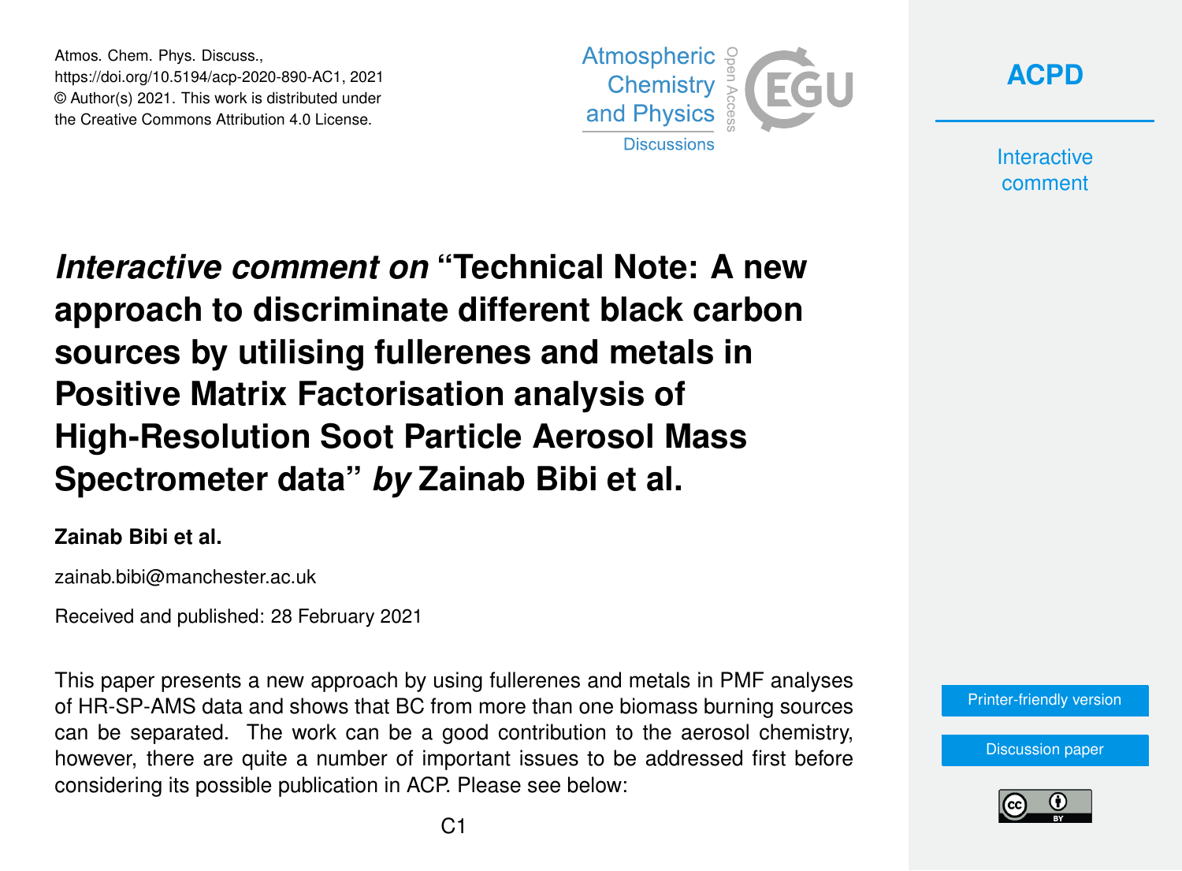# *Interactive comment on* "Technical Note: A new approach to discriminate different black carbon sources by utilising fullerenes and metals in Positive Matrix Factorisation analysis of High-Resolution Soot Particle Aerosol Mass Spectrometer data" *by* Zainab Bibi et al.

**Zainab Bibi et al.**

zainab.bibi@manchester.ac.uk

Received and published: 28 February 2021

This paper presents a new approach by using fullerenes and metals in PMF analyses of HR-SP-AMS data and shows that BC from more than one biomass burning sources can be separated. The work can be a good contribution to the aerosol chemistry, however, there are quite a number of important issues to be addressed first before considering its possible publication in ACP. Please see below: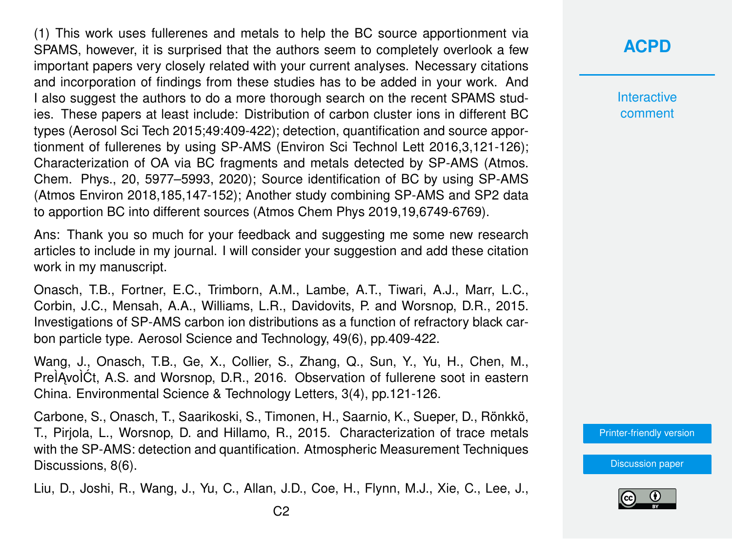(1) This work uses fullerenes and metals to help the BC source apportionment via SPAMS, however, it is surprised that the authors seem to completely overlook a few important papers very closely related with your current analyses. Necessary citations and incorporation of findings from these studies has to be added in your work. And I also suggest the authors to do a more thorough search on the recent SPAMS studies. These papers at least include: Distribution of carbon cluster ions in different BC types (Aerosol Sci Tech 2015;49:409-422); detection, quantification and source apportionment of fullerenes by using SP-AMS (Environ Sci Technol Lett 2016,3,121-126); Characterization of OA via BC fragments and metals detected by SP-AMS (Atmos. Chem. Phys., 20, 5977–5993, 2020); Source identification of BC by using SP-AMS (Atmos Environ 2018,185,147-152); Another study combining SP-AMS and SP2 data to apportion BC into different sources (Atmos Chem Phys 2019,19,6749-6769).

Ans: Thank you so much for your feedback and suggesting me some new research articles to include in my journal. I will consider your suggestion and add these citation work in my manuscript.

Onasch, T.B., Fortner, E.C., Trimborn, A.M., Lambe, A.T., Tiwari, A.J., Marr, L.C., Corbin, J.C., Mensah, A.A., Williams, L.R., Davidovits, P. and Worsnop, D.R., 2015. Investigations of SP-AMS carbon ion distributions as a function of refractory black carbon particle type. Aerosol Science and Technology, 49(6), pp.409-422.

Wang, J., Onasch, T.B., Ge, X., Collier, S., Zhang, Q., Sun, Y., Yu, H., Chen, M., PreÌĄvoÌĆt, A.S. and Worsnop, D.R., 2016. Observation of fullerene soot in eastern China. Environmental Science & Technology Letters, 3(4), pp.121-126.

Carbone, S., Onasch, T., Saarikoski, S., Timonen, H., Saarnio, K., Sueper, D., Rönkkö, T., Pirjola, L., Worsnop, D. and Hillamo, R., 2015. Characterization of trace metals with the SP-AMS: detection and quantification. Atmospheric Measurement Techniques Discussions, 8(6).

Liu, D., Joshi, R., Wang, J., Yu, C., Allan, J.D., Coe, H., Flynn, M.J., Xie, C., Lee, J.,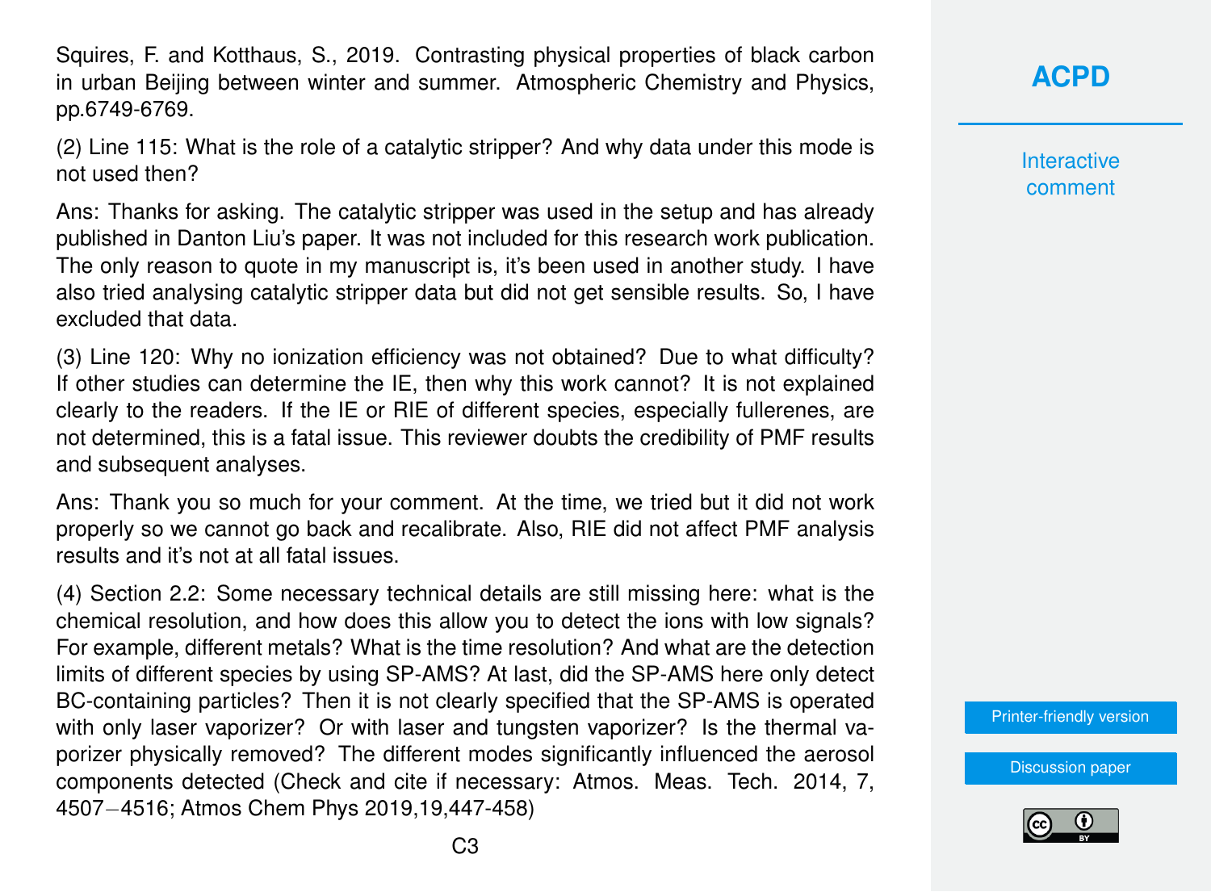Squires, F. and Kotthaus, S., 2019. Contrasting physical properties of black carbon in urban Beijing between winter and summer. Atmospheric Chemistry and Physics, pp.6749-6769.

(2) Line 115: What is the role of a catalytic stripper? And why data under this mode is not used then?

Ans: Thanks for asking. The catalytic stripper was used in the setup and has already published in Danton Liu's paper. It was not included for this research work publication. The only reason to quote in my manuscript is, it's been used in another study. I have also tried analysing catalytic stripper data but did not get sensible results. So, I have excluded that data.

(3) Line 120: Why no ionization efficiency was not obtained? Due to what difficulty? If other studies can determine the IE, then why this work cannot? It is not explained clearly to the readers. If the IE or RIE of different species, especially fullerenes, are not determined, this is a fatal issue. This reviewer doubts the credibility of PMF results and subsequent analyses.

Ans: Thank you so much for your comment. At the time, we tried but it did not work properly so we cannot go back and recalibrate. Also, RIE did not affect PMF analysis results and it's not at all fatal issues.

(4) Section 2.2: Some necessary technical details are still missing here: what is the chemical resolution, and how does this allow you to detect the ions with low signals? For example, different metals? What is the time resolution? And what are the detection limits of different species by using SP-AMS? At last, did the SP-AMS here only detect BC-containing particles? Then it is not clearly specified that the SP-AMS is operated with only laser vaporizer? Or with laser and tungsten vaporizer? Is the thermal vaporizer physically removed? The different modes significantly influenced the aerosol components detected (Check and cite if necessary: Atmos. Meas. Tech. 2014, 7, 4507−4516; Atmos Chem Phys 2019,19,447-458)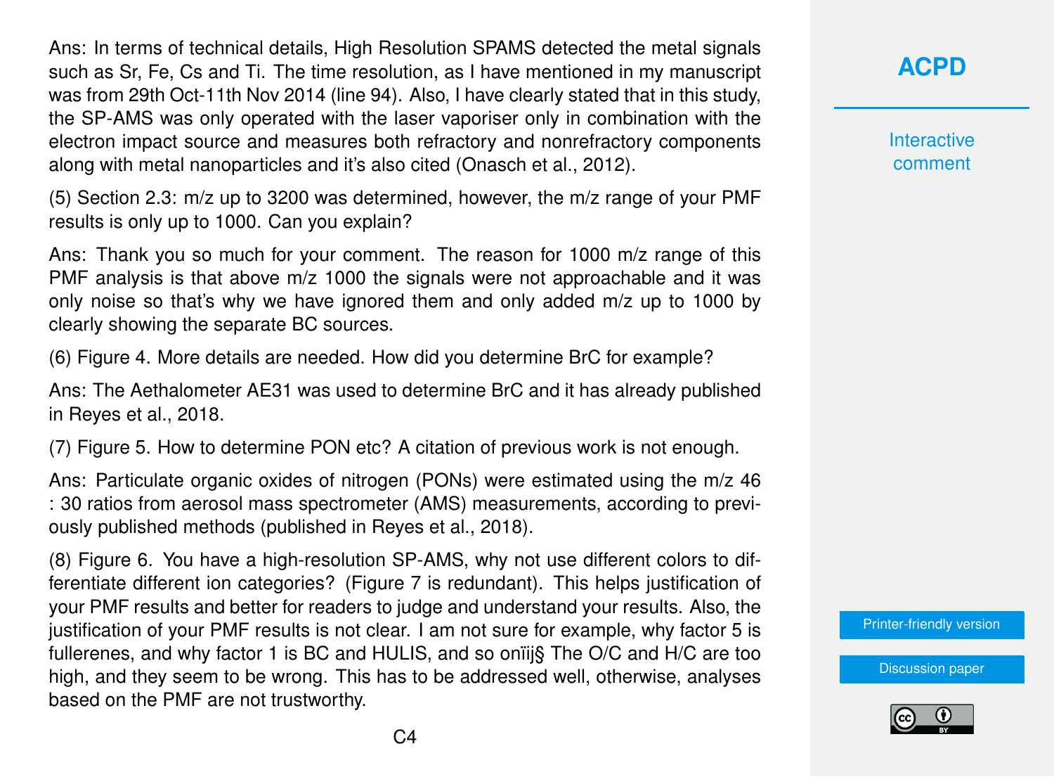Ans: In terms of technical details, High Resolution SPAMS detected the metal signals such as Sr, Fe, Cs and Ti. The time resolution, as I have mentioned in my manuscript was from 29th Oct-11th Nov 2014 (line 94). Also, I have clearly stated that in this study, the SP-AMS was only operated with the laser vaporiser only in combination with the electron impact source and measures both refractory and nonrefractory components along with metal nanoparticles and it's also cited (Onasch et al., 2012).

(5) Section 2.3: m/z up to 3200 was determined, however, the m/z range of your PMF results is only up to 1000. Can you explain?

Ans: Thank you so much for your comment. The reason for 1000 m/z range of this PMF analysis is that above m/z 1000 the signals were not approachable and it was only noise so that's why we have ignored them and only added m/z up to 1000 by clearly showing the separate BC sources.

(6) Figure 4. More details are needed. How did you determine BrC for example?

Ans: The Aethalometer AE31 was used to determine BrC and it has already published in Reyes et al., 2018.

(7) Figure 5. How to determine PON etc? A citation of previous work is not enough.

Ans: Particulate organic oxides of nitrogen (PONs) were estimated using the m/z 46 : 30 ratios from aerosol mass spectrometer (AMS) measurements, according to previously published methods (published in Reyes et al., 2018).

(8) Figure 6. You have a high-resolution SP-AMS, why not use different colors to differentiate different ion categories? (Figure 7 is redundant). This helps justification of your PMF results and better for readers to judge and understand your results. Also, the justification of your PMF results is not clear. I am not sure for example, why factor 5 is fullerenes, and why factor 1 is BC and HULIS, and so onïij§ The O/C and H/C are too high, and they seem to be wrong. This has to be addressed well, otherwise, analyses based on the PMF are not trustworthy.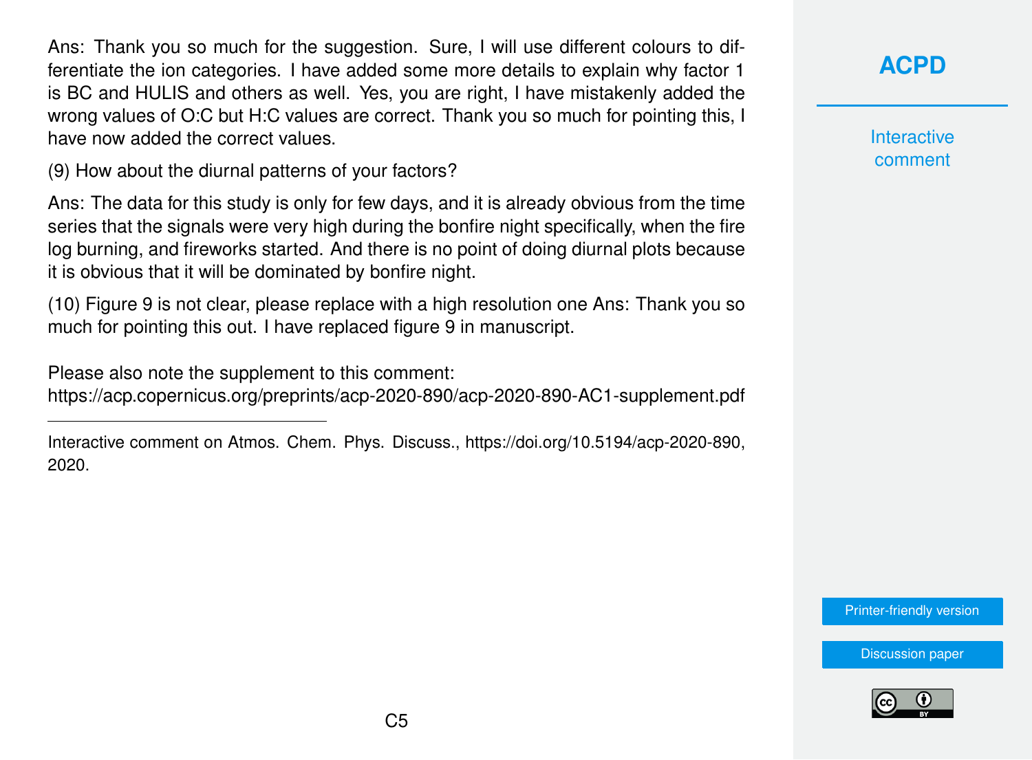Ans: Thank you so much for the suggestion. Sure, I will use different colours to differentiate the ion categories. I have added some more details to explain why factor 1 is BC and HULIS and others as well. Yes, you are right, I have mistakenly added the wrong values of O:C but H:C values are correct. Thank you so much for pointing this, I have now added the correct values.

(9) How about the diurnal patterns of your factors?

Ans: The data for this study is only for few days, and it is already obvious from the time series that the signals were very high during the bonfire night specifically, when the fire log burning, and fireworks started. And there is no point of doing diurnal plots because it is obvious that it will be dominated by bonfire night.

(10) Figure 9 is not clear, please replace with a high resolution one Ans: Thank you so much for pointing this out. I have replaced figure 9 in manuscript.

Please also note the supplement to this comment:
https://acp.copernicus.org/preprints/acp-2020-890/acp-2020-890-AC1-supplement.pdf

---

Interactive comment on Atmos. Chem. Phys. Discuss., https://doi.org/10.5194/acp-2020-890, 2020.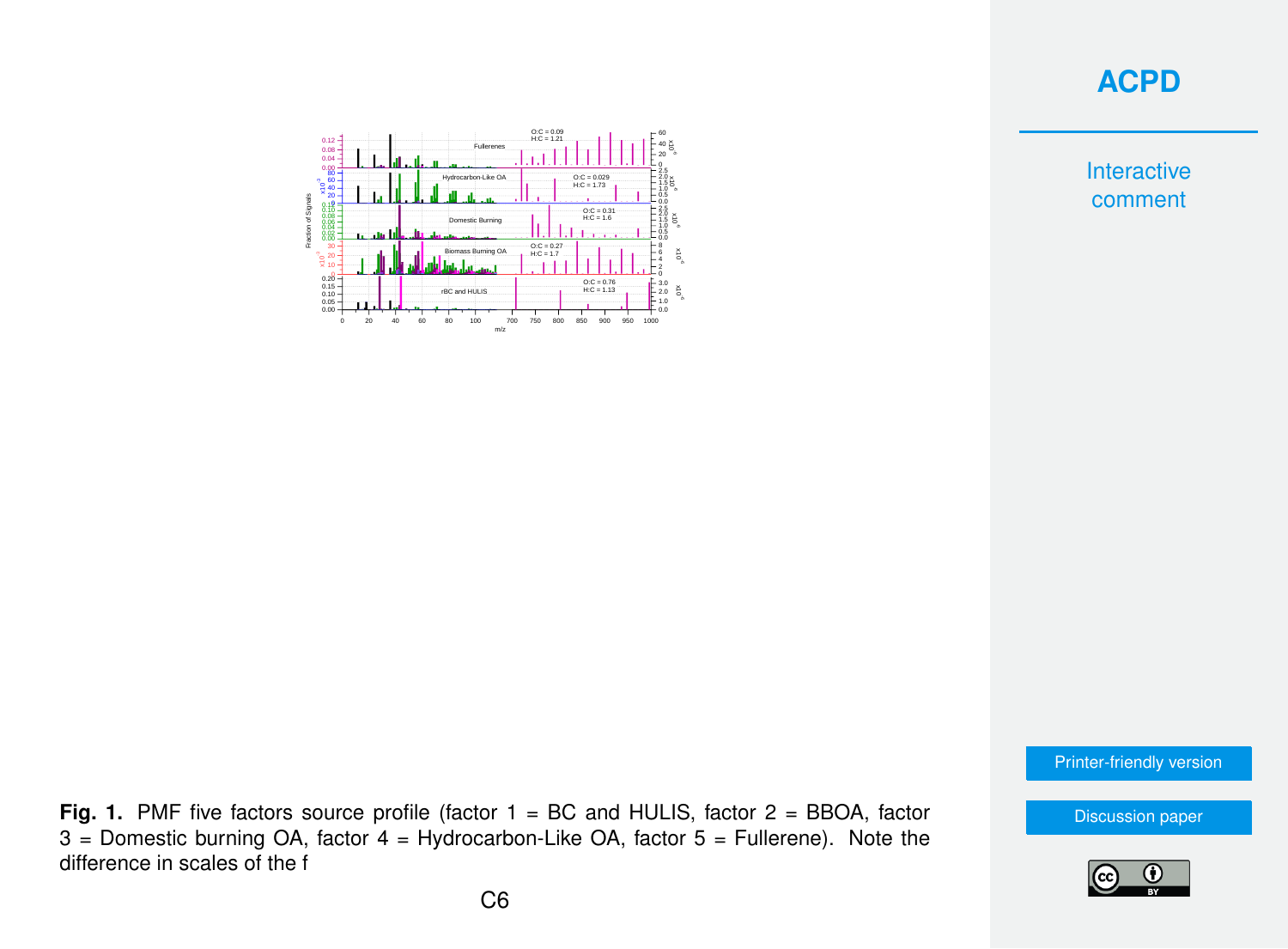Fig. 1. PMF five factors source profile (factor 1 = BC and HULIS, factor 2 = BBOA, factor 3 = Domestic burning OA, factor 4 = Hydrocarbon-Like OA, factor 5 = Fullerene). Note the difference in scales of the f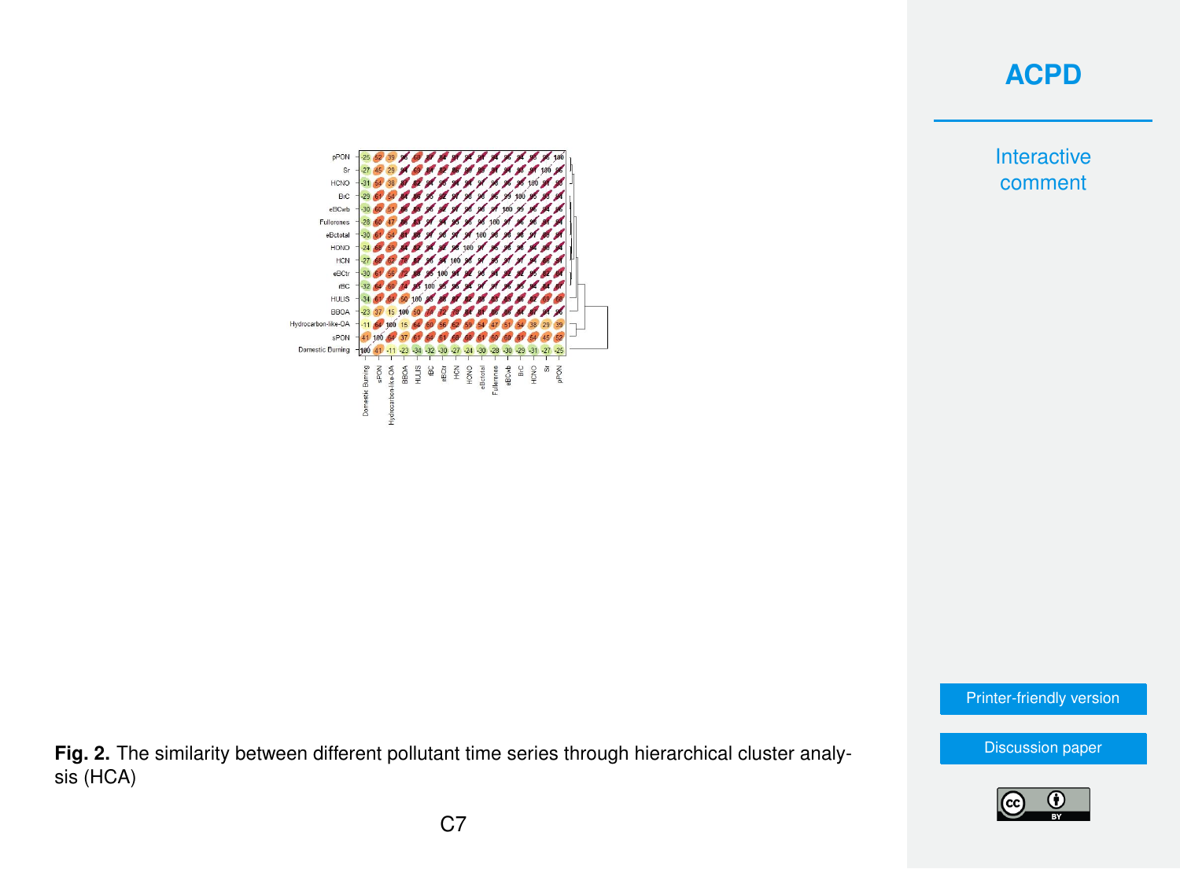pPON
Sr
HCNO
BrC
eBCwb
Fullerenes
eBctotal
HONO
HCN
eBCtr
rBC
HULIS
BBOA
Hydrocarbon-like-OA
sPON
Domestic Burning

Domestic Burning
sPON
Hydrocarbon-like-OA
BBOA
HULIS
rBC
eBCtr
HCN
HONO
eBctotal
Fullerenes
eBCwb
BrC
HCNO
Sr
pPON

**Fig. 2.** The similarity between different pollutant time series through hierarchical cluster analysis (HCA)